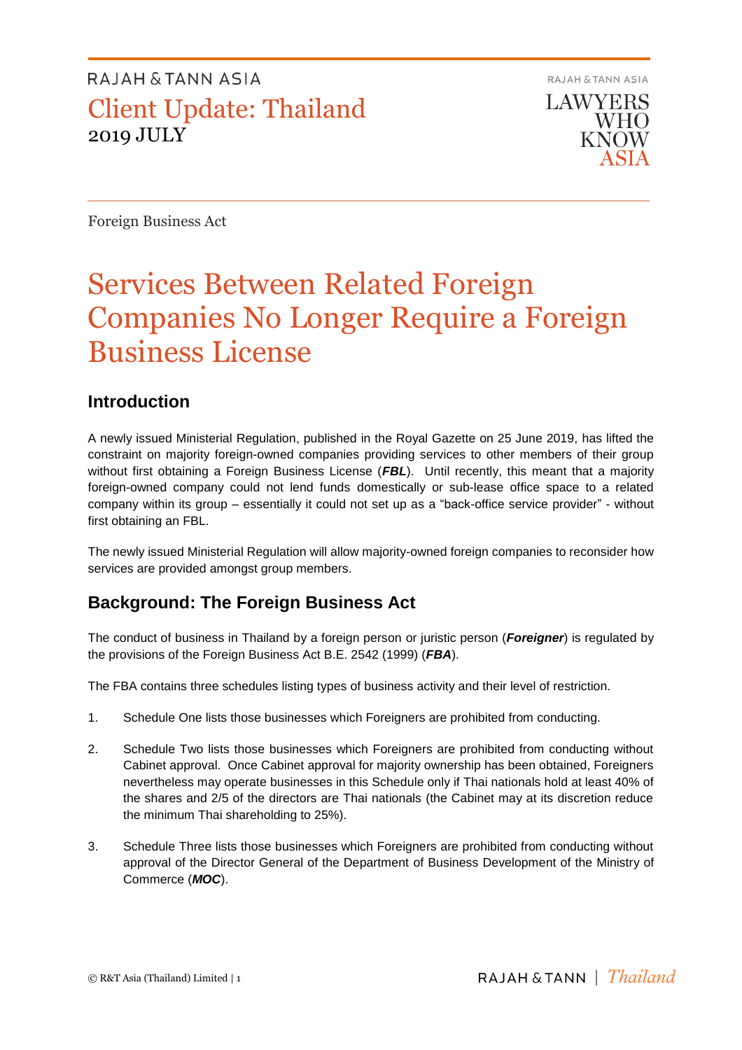RAJAH & TANN ASIA

# Client Update: Thailand

2019 JULY

Foreign Business Act

# Services Between Related Foreign Companies No Longer Require a Foreign Business License

## Introduction

A newly issued Ministerial Regulation, published in the Royal Gazette on 25 June 2019, has lifted the constraint on majority foreign-owned companies providing services to other members of their group without first obtaining a Foreign Business License (***FBL***). Until recently, this meant that a majority foreign-owned company could not lend funds domestically or sub-lease office space to a related company within its group – essentially it could not set up as a "back-office service provider" - without first obtaining an FBL.

The newly issued Ministerial Regulation will allow majority-owned foreign companies to reconsider how services are provided amongst group members.

## Background: The Foreign Business Act

The conduct of business in Thailand by a foreign person or juristic person (***Foreigner***) is regulated by the provisions of the Foreign Business Act B.E. 2542 (1999) (***FBA***).

The FBA contains three schedules listing types of business activity and their level of restriction.

1. Schedule One lists those businesses which Foreigners are prohibited from conducting.
2. Schedule Two lists those businesses which Foreigners are prohibited from conducting without Cabinet approval. Once Cabinet approval for majority ownership has been obtained, Foreigners nevertheless may operate businesses in this Schedule only if Thai nationals hold at least 40% of the shares and 2/5 of the directors are Thai nationals (the Cabinet may at its discretion reduce the minimum Thai shareholding to 25%).
3. Schedule Three lists those businesses which Foreigners are prohibited from conducting without approval of the Director General of the Department of Business Development of the Ministry of Commerce (***MOC***).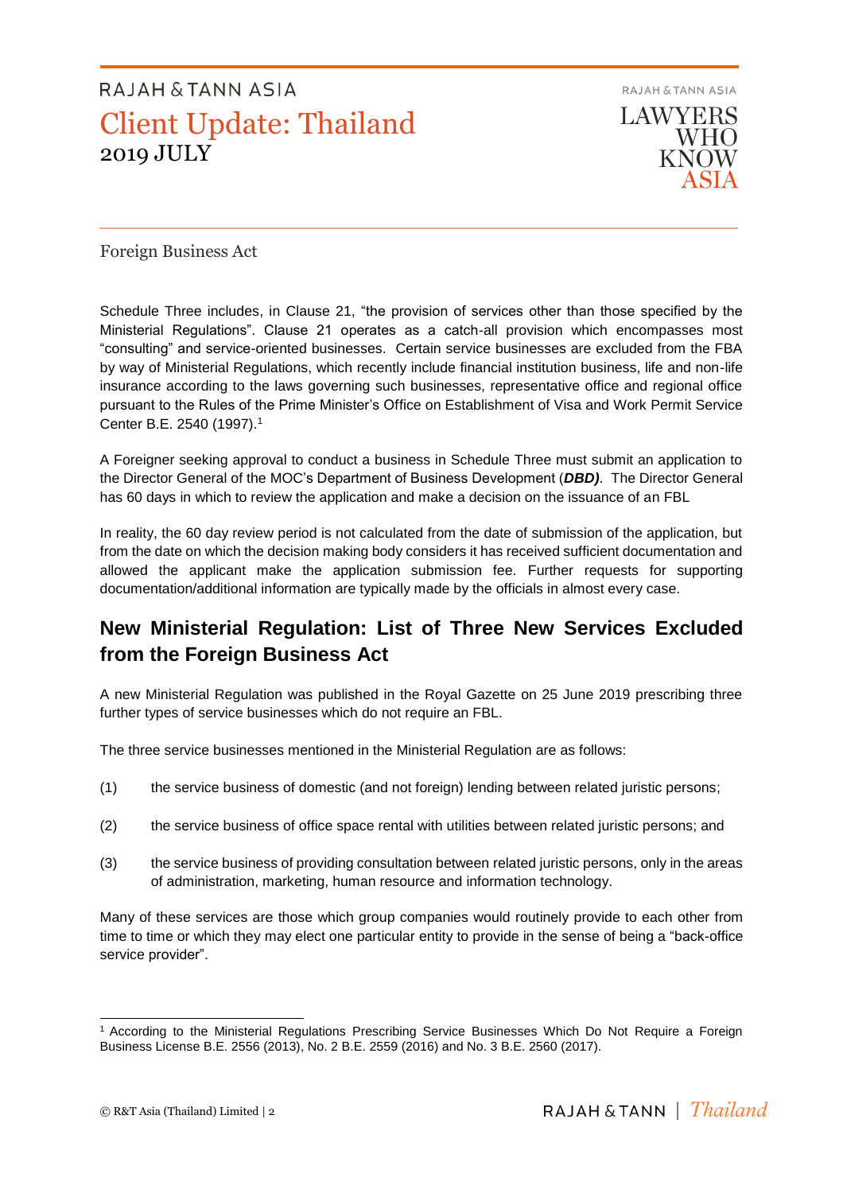Foreign Business Act

Schedule Three includes, in Clause 21, "the provision of services other than those specified by the Ministerial Regulations". Clause 21 operates as a catch-all provision which encompasses most "consulting" and service-oriented businesses. Certain service businesses are excluded from the FBA by way of Ministerial Regulations, which recently include financial institution business, life and non-life insurance according to the laws governing such businesses, representative office and regional office pursuant to the Rules of the Prime Minister's Office on Establishment of Visa and Work Permit Service Center B.E. 2540 (1997).[1]

A Foreigner seeking approval to conduct a business in Schedule Three must submit an application to the Director General of the MOC's Department of Business Development (***DBD)***. The Director General has 60 days in which to review the application and make a decision on the issuance of an FBL

In reality, the 60 day review period is not calculated from the date of submission of the application, but from the date on which the decision making body considers it has received sufficient documentation and allowed the applicant make the application submission fee. Further requests for supporting documentation/additional information are typically made by the officials in almost every case.

## New Ministerial Regulation: List of Three New Services Excluded from the Foreign Business Act

A new Ministerial Regulation was published in the Royal Gazette on 25 June 2019 prescribing three further types of service businesses which do not require an FBL.

The three service businesses mentioned in the Ministerial Regulation are as follows:

(1) the service business of domestic (and not foreign) lending between related juristic persons;

(2) the service business of office space rental with utilities between related juristic persons; and

(3) the service business of providing consultation between related juristic persons, only in the areas of administration, marketing, human resource and information technology.

Many of these services are those which group companies would routinely provide to each other from time to time or which they may elect one particular entity to provide in the sense of being a "back-office service provider".

[1] According to the Ministerial Regulations Prescribing Service Businesses Which Do Not Require a Foreign Business License B.E. 2556 (2013), No. 2 B.E. 2559 (2016) and No. 3 B.E. 2560 (2017).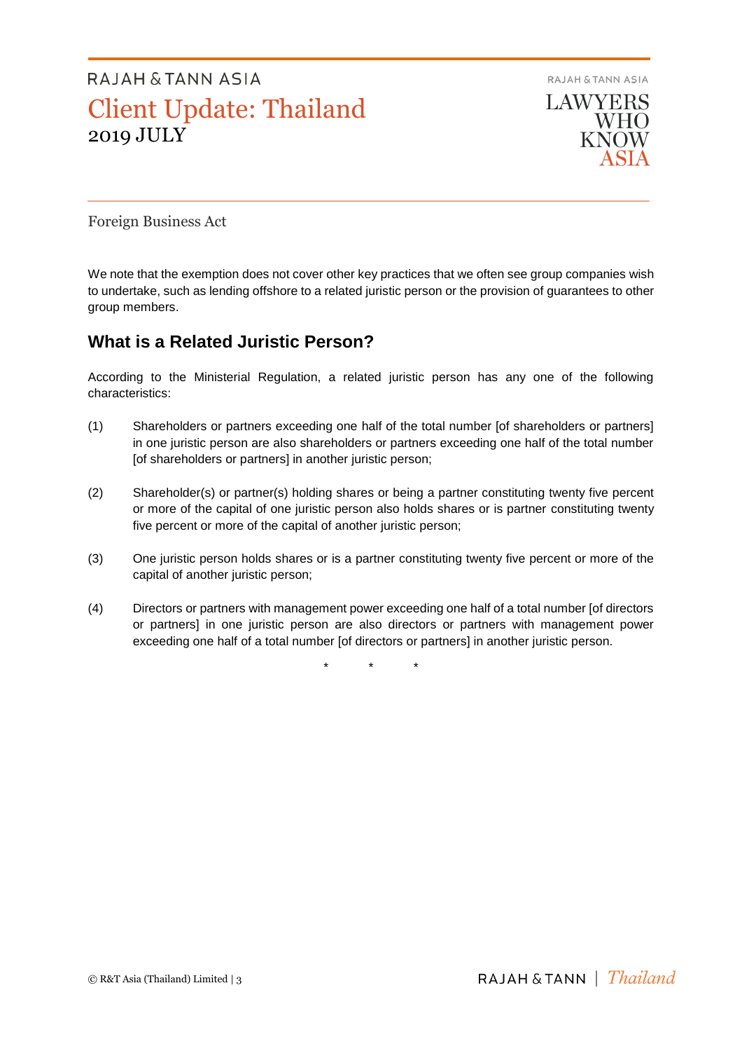Foreign Business Act

We note that the exemption does not cover other key practices that we often see group companies wish to undertake, such as lending offshore to a related juristic person or the provision of guarantees to other group members.

## What is a Related Juristic Person?

According to the Ministerial Regulation, a related juristic person has any one of the following characteristics:

(1) Shareholders or partners exceeding one half of the total number [of shareholders or partners] in one juristic person are also shareholders or partners exceeding one half of the total number [of shareholders or partners] in another juristic person;

(2) Shareholder(s) or partner(s) holding shares or being a partner constituting twenty five percent or more of the capital of one juristic person also holds shares or is partner constituting twenty five percent or more of the capital of another juristic person;

(3) One juristic person holds shares or is a partner constituting twenty five percent or more of the capital of another juristic person;

(4) Directors or partners with management power exceeding one half of a total number [of directors or partners] in one juristic person are also directors or partners with management power exceeding one half of a total number [of directors or partners] in another juristic person.

\* \* \*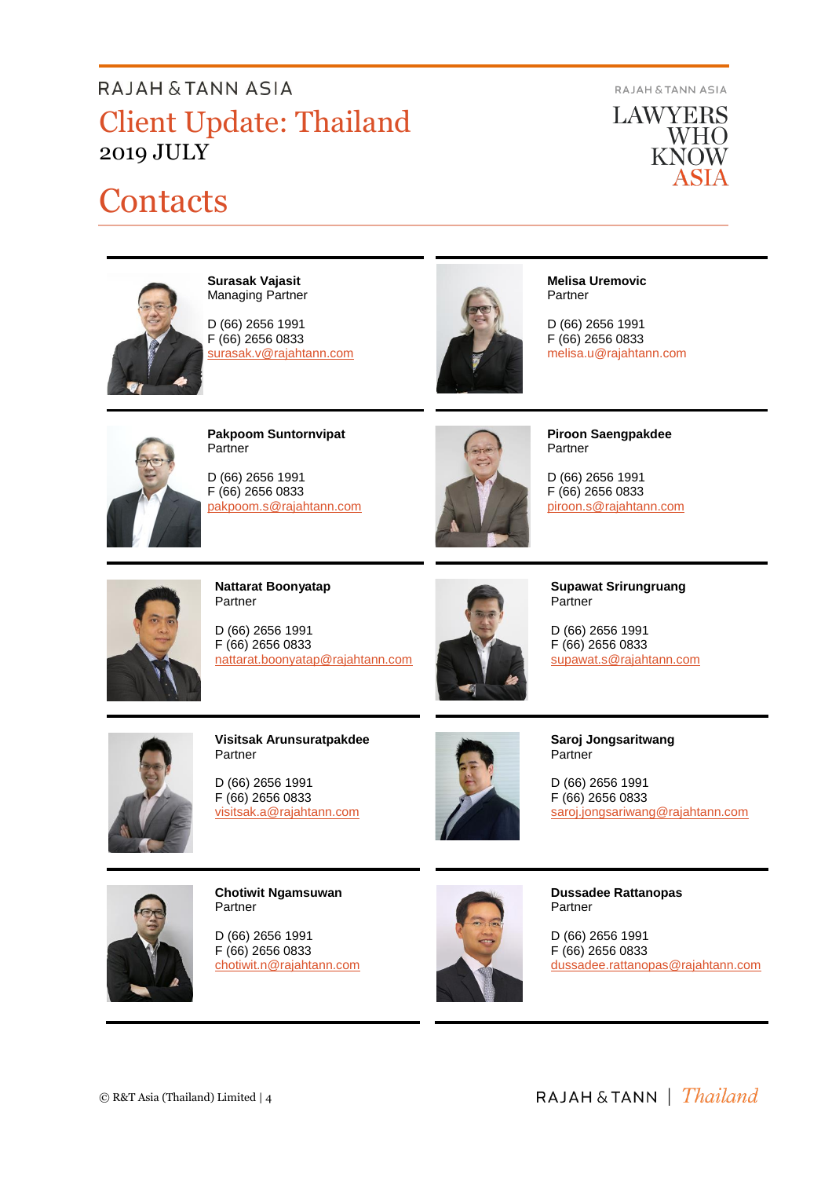RAJAH & TANN ASIA

# Client Update: Thailand

2019 JULY

RAJAH & TANN ASIA

LAWYERS WHO KNOW ASIA

## Contacts

**Surasak Vajasit**
Managing Partner

D (66) 2656 1991
F (66) 2656 0833
surasak.v@rajahtann.com

**Melisa Uremovic**
Partner

D (66) 2656 1991
F (66) 2656 0833
melisa.u@rajahtann.com

**Pakpoom Suntornvipat**
Partner

D (66) 2656 1991
F (66) 2656 0833
pakpoom.s@rajahtann.com

**Piroon Saengpakdee**
Partner

D (66) 2656 1991
F (66) 2656 0833
piroon.s@rajahtann.com

**Nattarat Boonyatap**
Partner

D (66) 2656 1991
F (66) 2656 0833
nattarat.boonyatap@rajahtann.com

**Supawat Srirungruang**
Partner

D (66) 2656 1991
F (66) 2656 0833
supawat.s@rajahtann.com

**Visitsak Arunsuratpakdee**
Partner

D (66) 2656 1991
F (66) 2656 0833
visitsak.a@rajahtann.com

**Saroj Jongsaritwang**
Partner

D (66) 2656 1991
F (66) 2656 0833
saroj.jongsariwang@rajahtann.com

**Chotiwit Ngamsuwan**
Partner

D (66) 2656 1991
F (66) 2656 0833
chotiwit.n@rajahtann.com

**Dussadee Rattanopas**
Partner

D (66) 2656 1991
F (66) 2656 0833
dussadee.rattanopas@rajahtann.com

© R&T Asia (Thailand) Limited

RAJAH & TANN | *Thailand*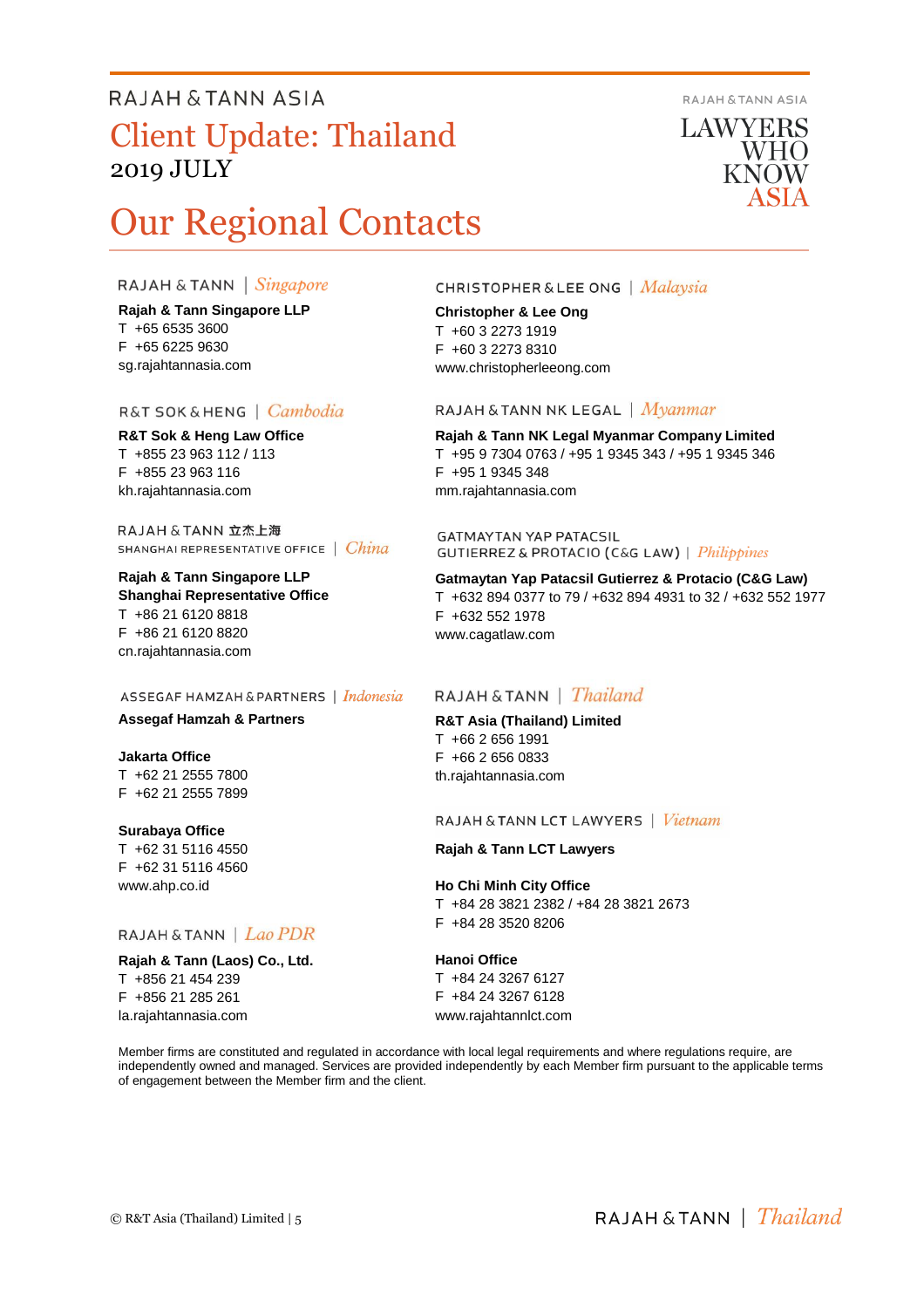RAJAH & TANN ASIA

# Client Update: Thailand

2019 JULY

RAJAH & TANN ASIA

LAWYERS WHO KNOW ASIA

# Our Regional Contacts

RAJAH & TANN | *Singapore*

**Rajah & Tann Singapore LLP**
T +65 6535 3600
F +65 6225 9630
sg.rajahtannasia.com

R&T SOK & HENG | *Cambodia*

**R&T Sok & Heng Law Office**
T +855 23 963 112 / 113
F +855 23 963 116
kh.rajahtannasia.com

RAJAH & TANN 立杰上海
SHANGHAI REPRESENTATIVE OFFICE | *China*

**Rajah & Tann Singapore LLP**
**Shanghai Representative Office**
T +86 21 6120 8818
F +86 21 6120 8820
cn.rajahtannasia.com

ASSEGAF HAMZAH & PARTNERS | *Indonesia*

**Assegaf Hamzah & Partners**

**Jakarta Office**
T +62 21 2555 7800
F +62 21 2555 7899

**Surabaya Office**
T +62 31 5116 4550
F +62 31 5116 4560
www.ahp.co.id

RAJAH & TANN | *Lao PDR*

**Rajah & Tann (Laos) Co., Ltd.**
T +856 21 454 239
F +856 21 285 261
la.rajahtannasia.com

CHRISTOPHER & LEE ONG | *Malaysia*

**Christopher & Lee Ong**
T +60 3 2273 1919
F +60 3 2273 8310
www.christopherleeong.com

RAJAH & TANN NK LEGAL | *Myanmar*

**Rajah & Tann NK Legal Myanmar Company Limited**
T +95 9 7304 0763 / +95 1 9345 343 / +95 1 9345 346
F +95 1 9345 348
mm.rajahtannasia.com

GATMAYTAN YAP PATACSIL
GUTIERREZ & PROTACIO (C&G LAW) | *Philippines*

**Gatmaytan Yap Patacsil Gutierrez & Protacio (C&G Law)**
T +632 894 0377 to 79 / +632 894 4931 to 32 / +632 552 1977
F +632 552 1978
www.cagatlaw.com

RAJAH & TANN | *Thailand*

**R&T Asia (Thailand) Limited**
T +66 2 656 1991
F +66 2 656 0833
th.rajahtannasia.com

RAJAH & TANN LCT LAWYERS | *Vietnam*

**Rajah & Tann LCT Lawyers**

**Ho Chi Minh City Office**
T +84 28 3821 2382 / +84 28 3821 2673
F +84 28 3520 8206

**Hanoi Office**
T +84 24 3267 6127
F +84 24 3267 6128
www.rajahtannlct.com

Member firms are constituted and regulated in accordance with local legal requirements and where regulations require, are independently owned and managed. Services are provided independently by each Member firm pursuant to the applicable terms of engagement between the Member firm and the client.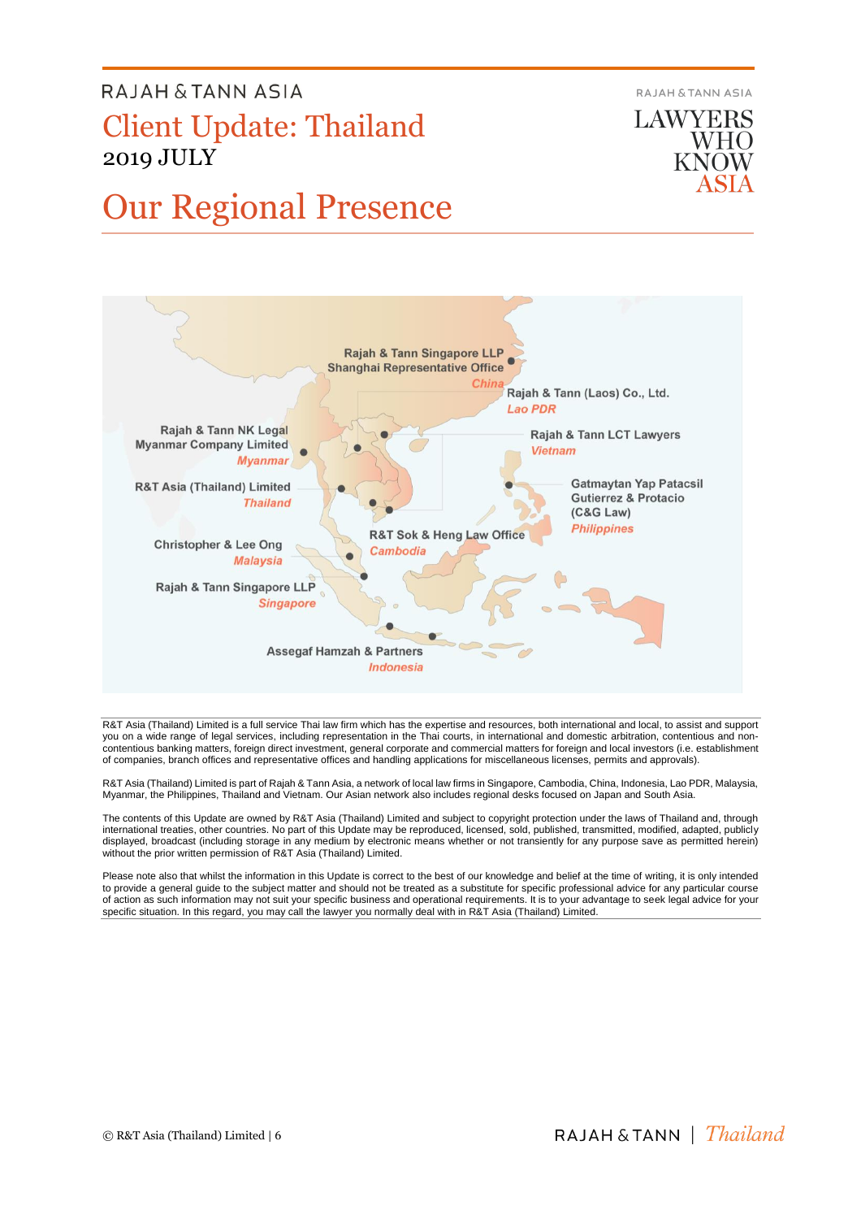RAJAH & TANN ASIA

# Client Update: Thailand

2019 JULY

RAJAH & TANN ASIA

LAWYERS WHO KNOW ASIA

## Our Regional Presence

Rajah & Tann Singapore LLP Shanghai Representative Office
*China*

Rajah & Tann (Laos) Co., Ltd.
*Lao PDR*

Rajah & Tann NK Legal Myanmar Company Limited
*Myanmar*

Rajah & Tann LCT Lawyers
*Vietnam*

R&T Asia (Thailand) Limited
*Thailand*

Gatmaytan Yap Patacsil Gutierrez & Protacio (C&G Law)
*Philippines*

R&T Sok & Heng Law Office
*Cambodia*

Christopher & Lee Ong
*Malaysia*

Rajah & Tann Singapore LLP
*Singapore*

Assegaf Hamzah & Partners
*Indonesia*

R&T Asia (Thailand) Limited is a full service Thai law firm which has the expertise and resources, both international and local, to assist and support you on a wide range of legal services, including representation in the Thai courts, in international and domestic arbitration, contentious and non-contentious banking matters, foreign direct investment, general corporate and commercial matters for foreign and local investors (i.e. establishment of companies, branch offices and representative offices and handling applications for miscellaneous licenses, permits and approvals).

R&T Asia (Thailand) Limited is part of Rajah & Tann Asia, a network of local law firms in Singapore, Cambodia, China, Indonesia, Lao PDR, Malaysia, Myanmar, the Philippines, Thailand and Vietnam. Our Asian network also includes regional desks focused on Japan and South Asia.

The contents of this Update are owned by R&T Asia (Thailand) Limited and subject to copyright protection under the laws of Thailand and, through international treaties, other countries. No part of this Update may be reproduced, licensed, sold, published, transmitted, modified, adapted, publicly displayed, broadcast (including storage in any medium by electronic means whether or not transiently for any purpose save as permitted herein) without the prior written permission of R&T Asia (Thailand) Limited.

Please note also that whilst the information in this Update is correct to the best of our knowledge and belief at the time of writing, it is only intended to provide a general guide to the subject matter and should not be treated as a substitute for specific professional advice for any particular course of action as such information may not suit your specific business and operational requirements. It is to your advantage to seek legal advice for your specific situation. In this regard, you may call the lawyer you normally deal with in R&T Asia (Thailand) Limited.